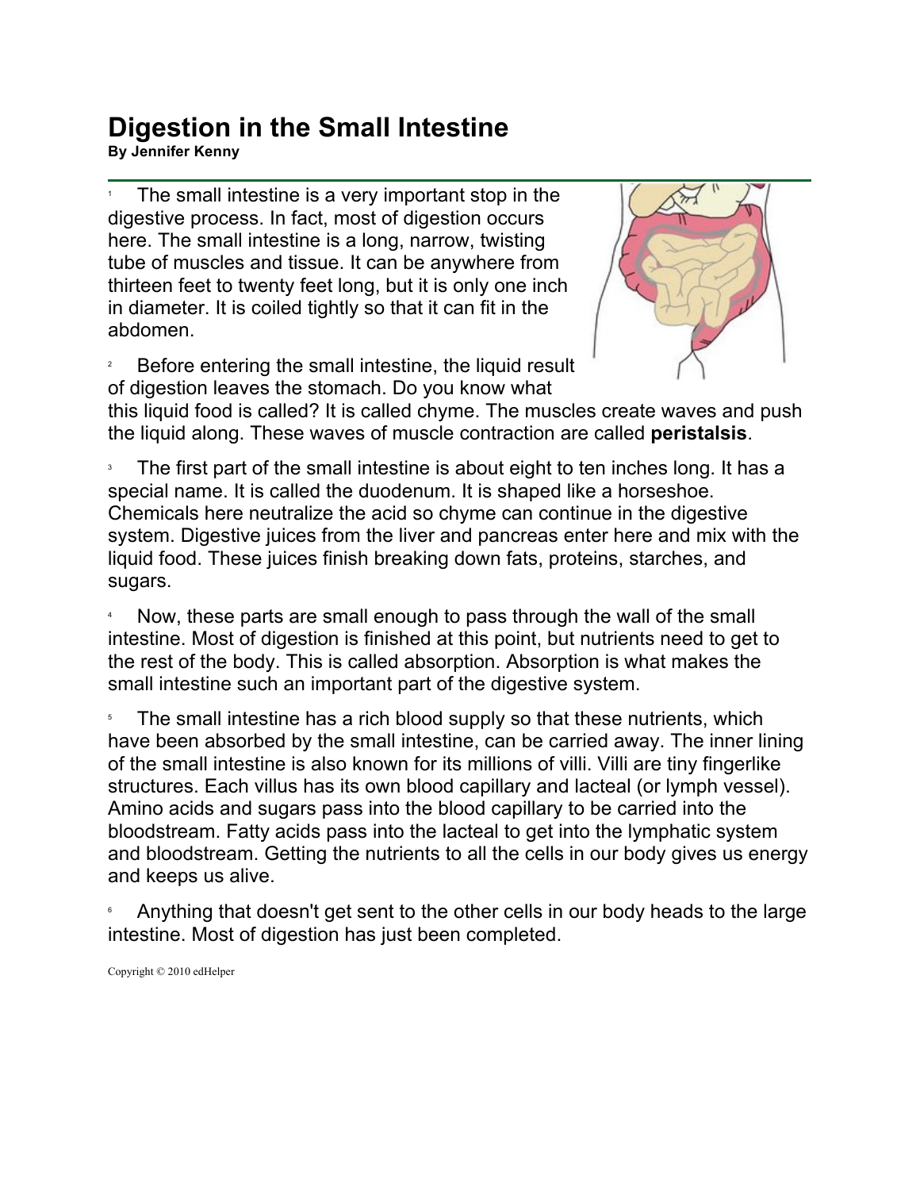# Digestion in the Small Intestine

**By Jennifer Kenny**

1 The small intestine is a very important stop in the digestive process. In fact, most of digestion occurs here. The small intestine is a long, narrow, twisting tube of muscles and tissue. It can be anywhere from thirteen feet to twenty feet long, but it is only one inch in diameter. It is coiled tightly so that it can fit in the abdomen.

2 Before entering the small intestine, the liquid result of digestion leaves the stomach. Do you know what this liquid food is called? It is called chyme. The muscles create waves and push the liquid along. These waves of muscle contraction are called **peristalsis**.

3 The first part of the small intestine is about eight to ten inches long. It has a special name. It is called the duodenum. It is shaped like a horseshoe. Chemicals here neutralize the acid so chyme can continue in the digestive system. Digestive juices from the liver and pancreas enter here and mix with the liquid food. These juices finish breaking down fats, proteins, starches, and sugars.

4 Now, these parts are small enough to pass through the wall of the small intestine. Most of digestion is finished at this point, but nutrients need to get to the rest of the body. This is called absorption. Absorption is what makes the small intestine such an important part of the digestive system.

5 The small intestine has a rich blood supply so that these nutrients, which have been absorbed by the small intestine, can be carried away. The inner lining of the small intestine is also known for its millions of villi. Villi are tiny fingerlike structures. Each villus has its own blood capillary and lacteal (or lymph vessel). Amino acids and sugars pass into the blood capillary to be carried into the bloodstream. Fatty acids pass into the lacteal to get into the lymphatic system and bloodstream. Getting the nutrients to all the cells in our body gives us energy and keeps us alive.

6 Anything that doesn't get sent to the other cells in our body heads to the large intestine. Most of digestion has just been completed.

Copyright © 2010 edHelper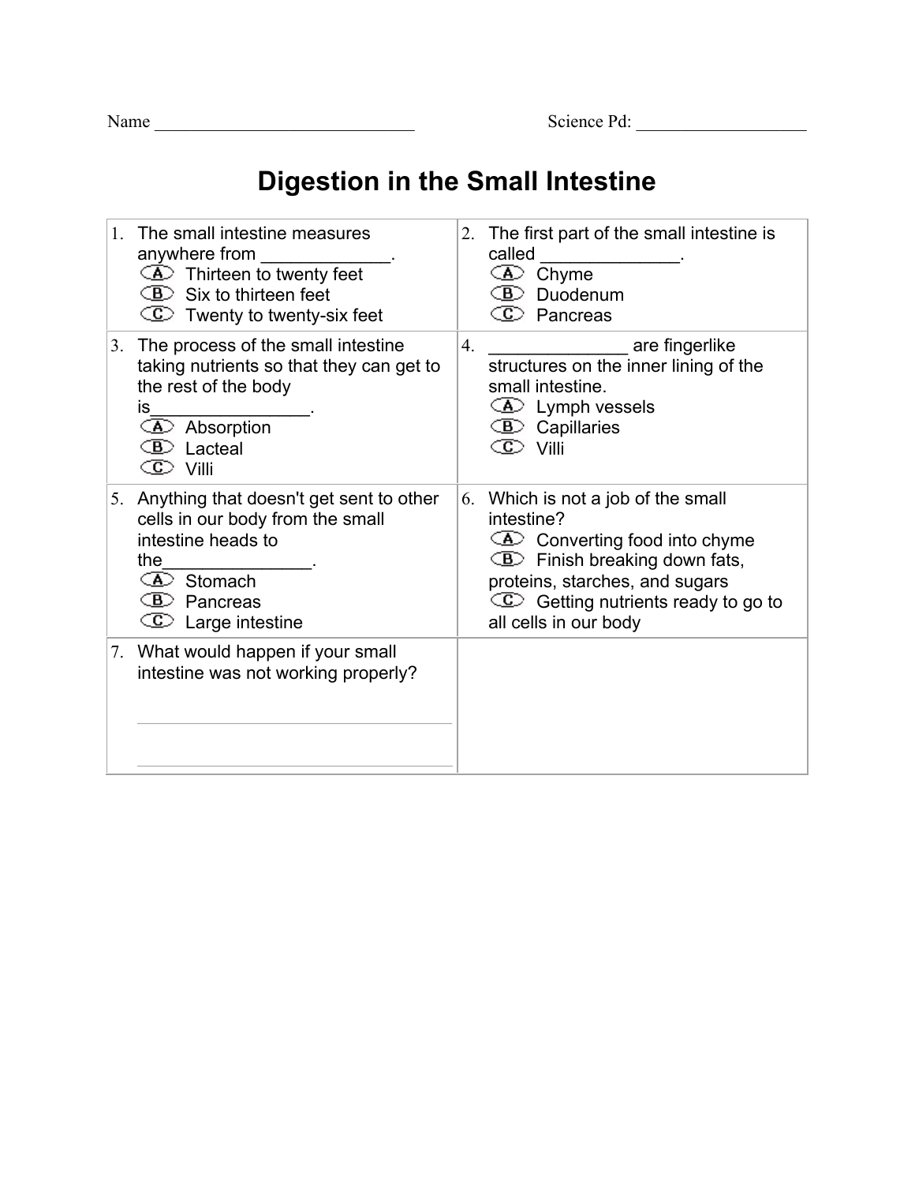Name ____________________________ Science Pd: __________________

# Digestion in the Small Intestine

| | |
|---|---|
| 1. The small intestine measures anywhere from _____________.<br>(A) Thirteen to twenty feet<br>(B) Six to thirteen feet<br>(C) Twenty to twenty-six feet | 2. The first part of the small intestine is called ______________.<br>(A) Chyme<br>(B) Duodenum<br>(C) Pancreas |
| 3. The process of the small intestine taking nutrients so that they can get to the rest of the body is________________.<br>(A) Absorption<br>(B) Lacteal<br>(C) Villi | 4. ______________ are fingerlike structures on the inner lining of the small intestine.<br>(A) Lymph vessels<br>(B) Capillaries<br>(C) Villi |
| 5. Anything that doesn't get sent to other cells in our body from the small intestine heads to the_______________.<br>(A) Stomach<br>(B) Pancreas<br>(C) Large intestine | 6. Which is not a job of the small intestine?<br>(A) Converting food into chyme<br>(B) Finish breaking down fats, proteins, starches, and sugars<br>(C) Getting nutrients ready to go to all cells in our body |
| 7. What would happen if your small intestine was not working properly?<br>______________________________<br>______________________________ | |